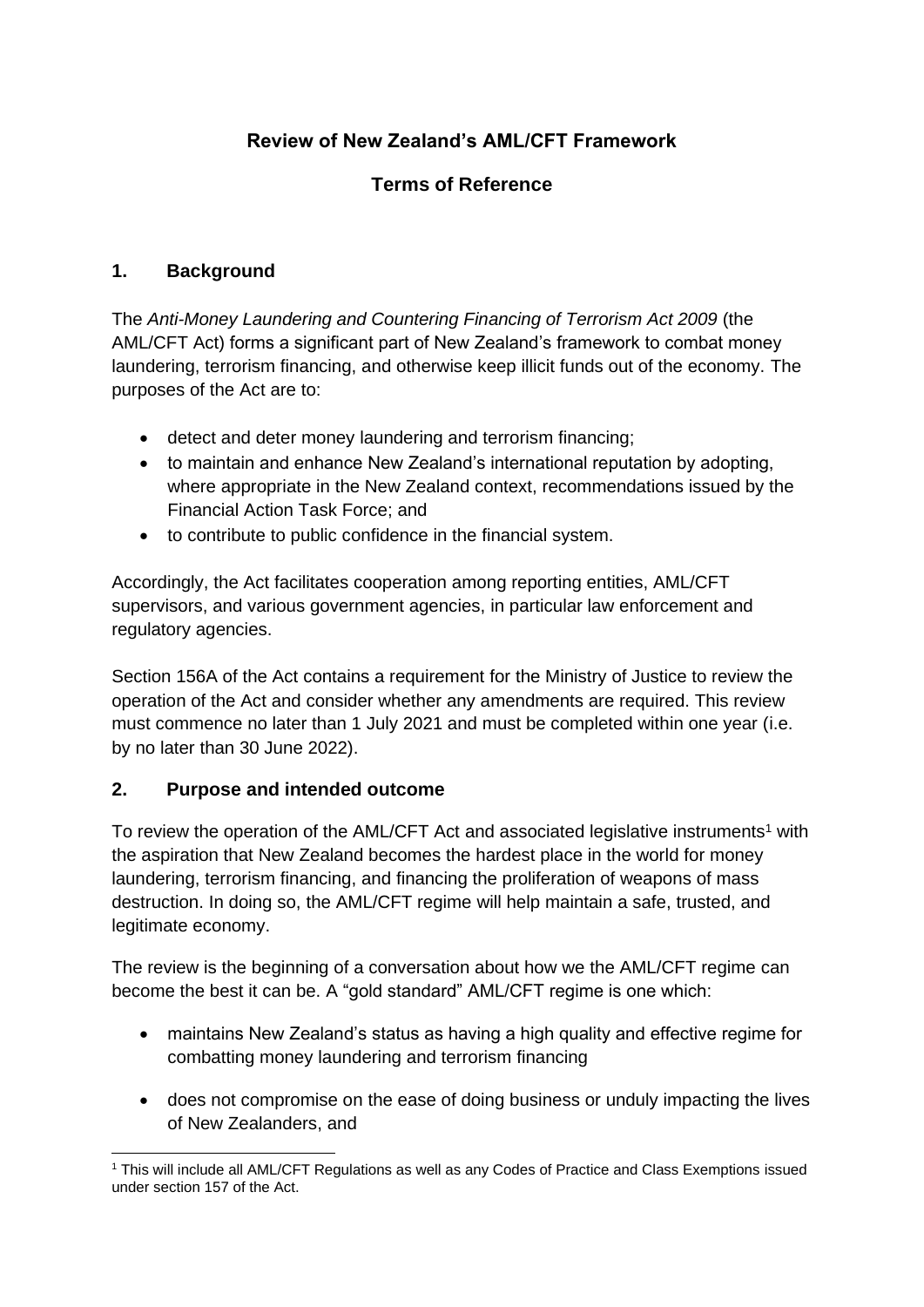# Review of New Zealand's AML/CFT Framework

## Terms of Reference

### 1. Background

The *Anti-Money Laundering and Countering Financing of Terrorism Act 2009* (the AML/CFT Act) forms a significant part of New Zealand's framework to combat money laundering, terrorism financing, and otherwise keep illicit funds out of the economy. The purposes of the Act are to:

- detect and deter money laundering and terrorism financing;
- to maintain and enhance New Zealand's international reputation by adopting, where appropriate in the New Zealand context, recommendations issued by the Financial Action Task Force; and
- to contribute to public confidence in the financial system.

Accordingly, the Act facilitates cooperation among reporting entities, AML/CFT supervisors, and various government agencies, in particular law enforcement and regulatory agencies.

Section 156A of the Act contains a requirement for the Ministry of Justice to review the operation of the Act and consider whether any amendments are required. This review must commence no later than 1 July 2021 and must be completed within one year (i.e. by no later than 30 June 2022).

### 2. Purpose and intended outcome

To review the operation of the AML/CFT Act and associated legislative instruments[1] with the aspiration that New Zealand becomes the hardest place in the world for money laundering, terrorism financing, and financing the proliferation of weapons of mass destruction. In doing so, the AML/CFT regime will help maintain a safe, trusted, and legitimate economy.

The review is the beginning of a conversation about how we the AML/CFT regime can become the best it can be. A "gold standard" AML/CFT regime is one which:

- maintains New Zealand's status as having a high quality and effective regime for combatting money laundering and terrorism financing
- does not compromise on the ease of doing business or unduly impacting the lives of New Zealanders, and

[1] This will include all AML/CFT Regulations as well as any Codes of Practice and Class Exemptions issued under section 157 of the Act.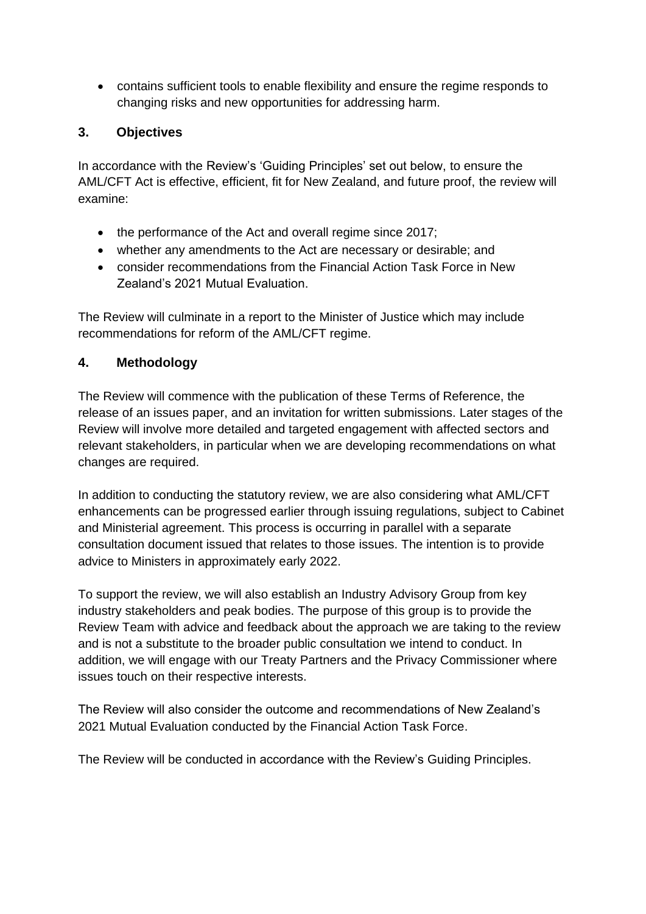- contains sufficient tools to enable flexibility and ensure the regime responds to changing risks and new opportunities for addressing harm.

## 3. Objectives

In accordance with the Review's 'Guiding Principles' set out below, to ensure the AML/CFT Act is effective, efficient, fit for New Zealand, and future proof, the review will examine:

- the performance of the Act and overall regime since 2017;
- whether any amendments to the Act are necessary or desirable; and
- consider recommendations from the Financial Action Task Force in New Zealand's 2021 Mutual Evaluation.

The Review will culminate in a report to the Minister of Justice which may include recommendations for reform of the AML/CFT regime.

## 4. Methodology

The Review will commence with the publication of these Terms of Reference, the release of an issues paper, and an invitation for written submissions. Later stages of the Review will involve more detailed and targeted engagement with affected sectors and relevant stakeholders, in particular when we are developing recommendations on what changes are required.

In addition to conducting the statutory review, we are also considering what AML/CFT enhancements can be progressed earlier through issuing regulations, subject to Cabinet and Ministerial agreement. This process is occurring in parallel with a separate consultation document issued that relates to those issues. The intention is to provide advice to Ministers in approximately early 2022.

To support the review, we will also establish an Industry Advisory Group from key industry stakeholders and peak bodies. The purpose of this group is to provide the Review Team with advice and feedback about the approach we are taking to the review and is not a substitute to the broader public consultation we intend to conduct. In addition, we will engage with our Treaty Partners and the Privacy Commissioner where issues touch on their respective interests.

The Review will also consider the outcome and recommendations of New Zealand's 2021 Mutual Evaluation conducted by the Financial Action Task Force.

The Review will be conducted in accordance with the Review's Guiding Principles.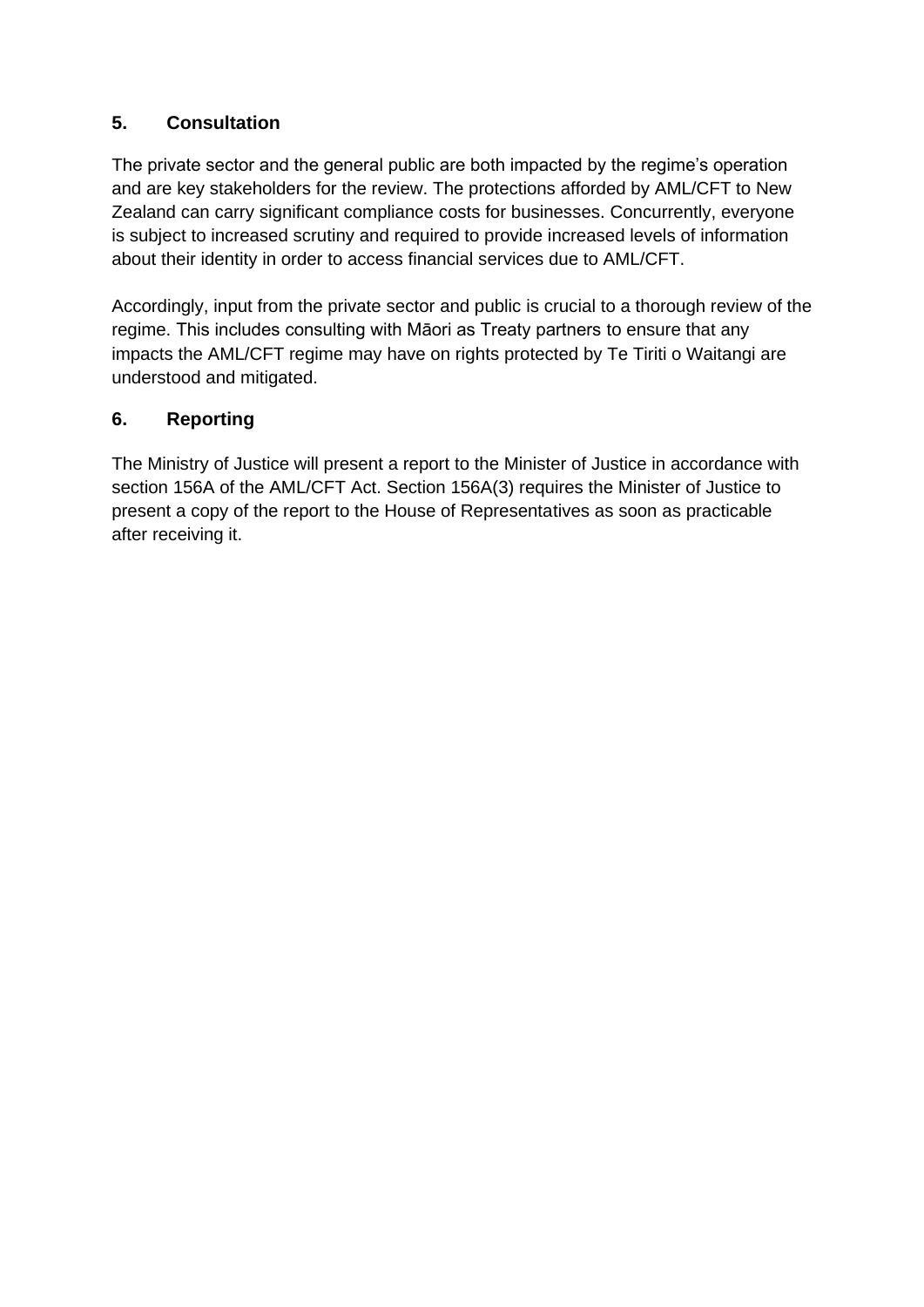## 5. Consultation

The private sector and the general public are both impacted by the regime's operation and are key stakeholders for the review. The protections afforded by AML/CFT to New Zealand can carry significant compliance costs for businesses. Concurrently, everyone is subject to increased scrutiny and required to provide increased levels of information about their identity in order to access financial services due to AML/CFT.

Accordingly, input from the private sector and public is crucial to a thorough review of the regime. This includes consulting with Māori as Treaty partners to ensure that any impacts the AML/CFT regime may have on rights protected by Te Tiriti o Waitangi are understood and mitigated.

## 6. Reporting

The Ministry of Justice will present a report to the Minister of Justice in accordance with section 156A of the AML/CFT Act. Section 156A(3) requires the Minister of Justice to present a copy of the report to the House of Representatives as soon as practicable after receiving it.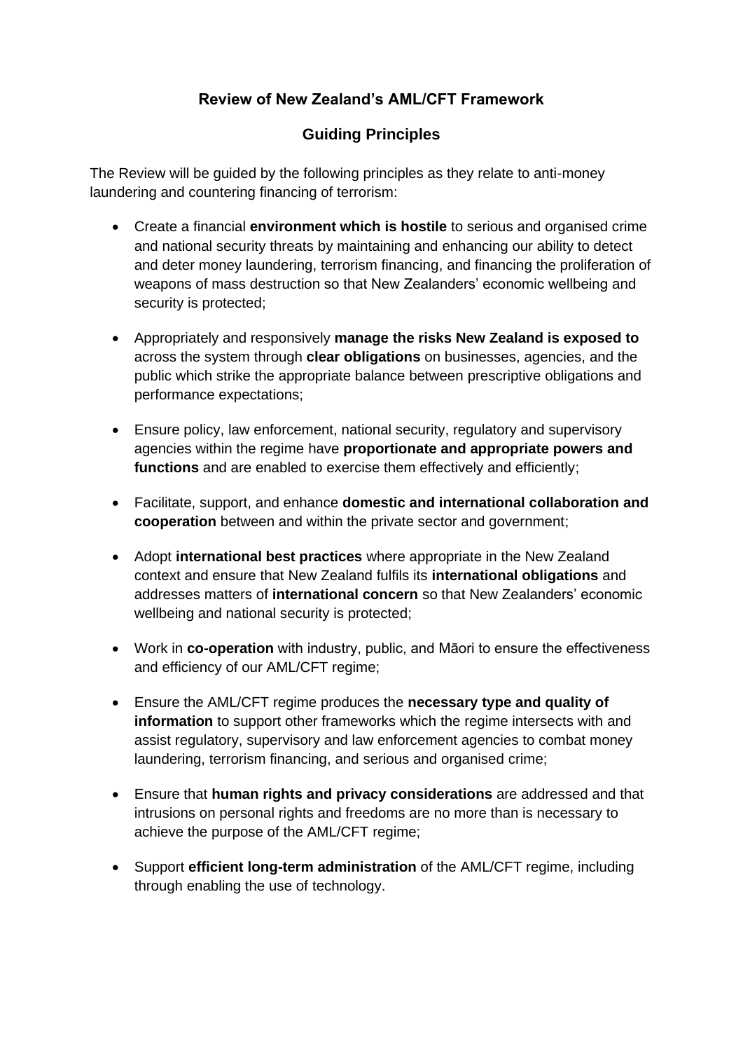## Review of New Zealand's AML/CFT Framework

## Guiding Principles

The Review will be guided by the following principles as they relate to anti-money laundering and countering financing of terrorism:

- Create a financial **environment which is hostile** to serious and organised crime and national security threats by maintaining and enhancing our ability to detect and deter money laundering, terrorism financing, and financing the proliferation of weapons of mass destruction so that New Zealanders' economic wellbeing and security is protected;
- Appropriately and responsively **manage the risks New Zealand is exposed to** across the system through **clear obligations** on businesses, agencies, and the public which strike the appropriate balance between prescriptive obligations and performance expectations;
- Ensure policy, law enforcement, national security, regulatory and supervisory agencies within the regime have **proportionate and appropriate powers and functions** and are enabled to exercise them effectively and efficiently;
- Facilitate, support, and enhance **domestic and international collaboration and cooperation** between and within the private sector and government;
- Adopt **international best practices** where appropriate in the New Zealand context and ensure that New Zealand fulfils its **international obligations** and addresses matters of **international concern** so that New Zealanders' economic wellbeing and national security is protected;
- Work in **co-operation** with industry, public, and Māori to ensure the effectiveness and efficiency of our AML/CFT regime;
- Ensure the AML/CFT regime produces the **necessary type and quality of information** to support other frameworks which the regime intersects with and assist regulatory, supervisory and law enforcement agencies to combat money laundering, terrorism financing, and serious and organised crime;
- Ensure that **human rights and privacy considerations** are addressed and that intrusions on personal rights and freedoms are no more than is necessary to achieve the purpose of the AML/CFT regime;
- Support **efficient long-term administration** of the AML/CFT regime, including through enabling the use of technology.